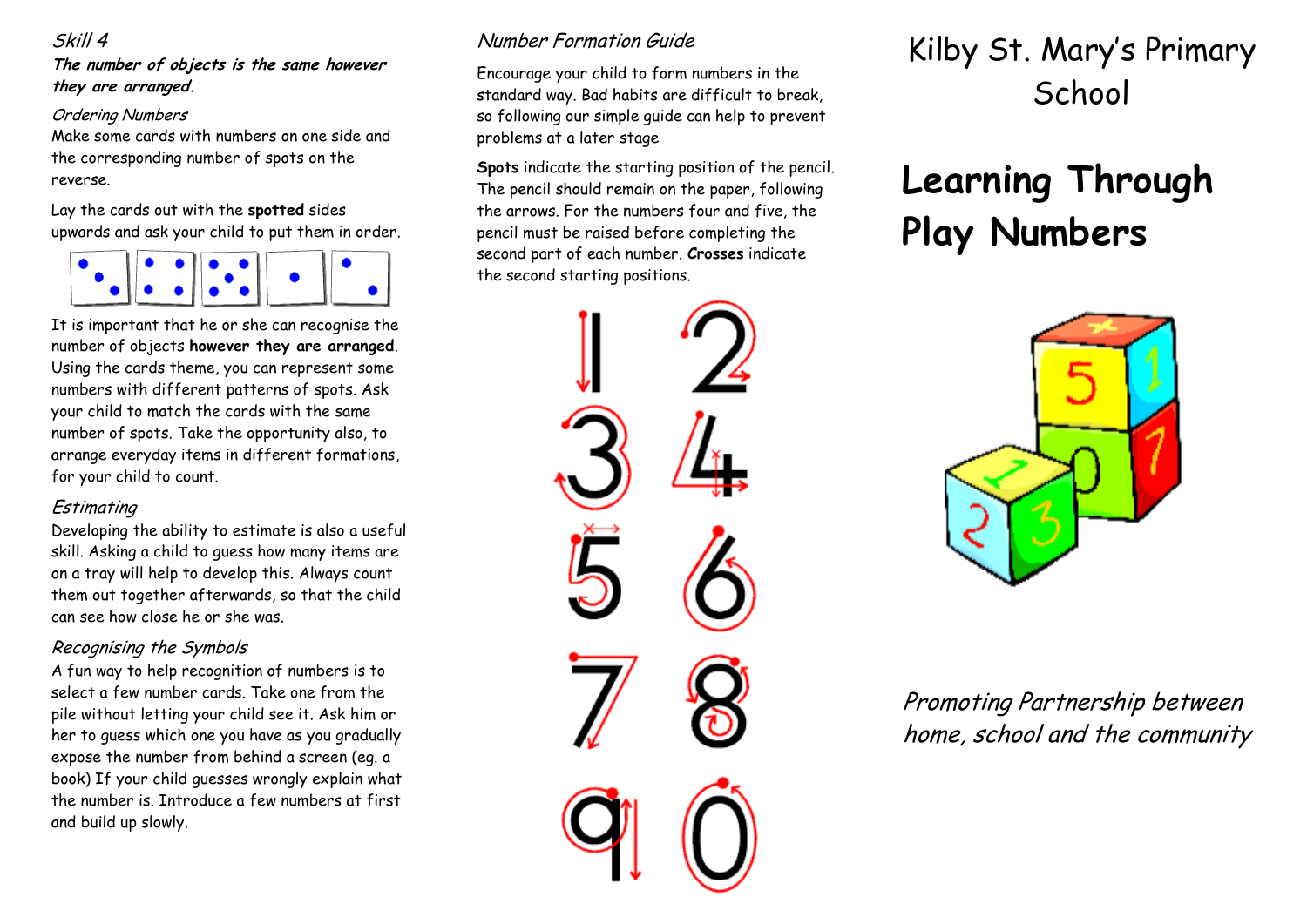*Skill 4*

***The number of objects is the same however they are arranged.***

*Ordering Numbers*

Make some cards with numbers on one side and the corresponding number of spots on the reverse.

Lay the cards out with the **spotted** sides upwards and ask your child to put them in order.

It is important that he or she can recognise the number of objects **however they are arranged**. Using the cards theme, you can represent some numbers with different patterns of spots. Ask your child to match the cards with the same number of spots. Take the opportunity also, to arrange everyday items in different formations, for your child to count.

*Estimating*

Developing the ability to estimate is also a useful skill. Asking a child to guess how many items are on a tray will help to develop this. Always count them out together afterwards, so that the child can see how close he or she was.

*Recognising the Symbols*

A fun way to help recognition of numbers is to select a few number cards. Take one from the pile without letting your child see it. Ask him or her to guess which one you have as you gradually expose the number from behind a screen (eg. a book) If your child guesses wrongly explain what the number is. Introduce a few numbers at first and build up slowly.

*Number Formation Guide*

Encourage your child to form numbers in the standard way. Bad habits are difficult to break, so following our simple guide can help to prevent problems at a later stage

**Spots** indicate the starting position of the pencil. The pencil should remain on the paper, following the arrows. For the numbers four and five, the pencil must be raised before completing the second part of each number. **Crosses** indicate the second starting positions.

# Kilby St. Mary's Primary School

# Learning Through Play Numbers

*Promoting Partnership between home, school and the community*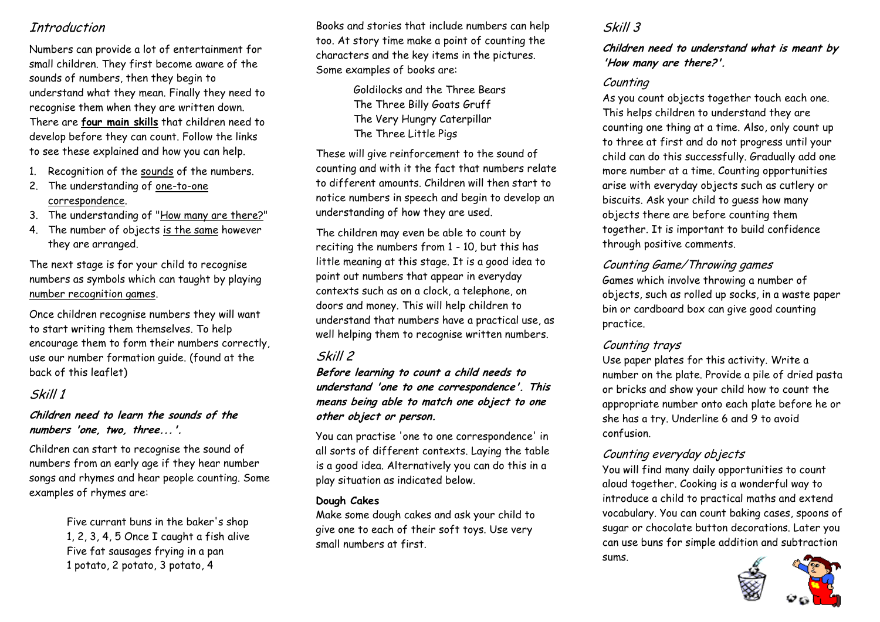## *Introduction*

Numbers can provide a lot of entertainment for small children. They first become aware of the sounds of numbers, then they begin to understand what they mean. Finally they need to recognise them when they are written down. There are **four main skills** that children need to develop before they can count. Follow the links to see these explained and how you can help.

1. Recognition of the sounds of the numbers.
2. The understanding of one-to-one correspondence.
3. The understanding of "How many are there?"
4. The number of objects is the same however they are arranged.

The next stage is for your child to recognise numbers as symbols which can taught by playing number recognition games.

Once children recognise numbers they will want to start writing them themselves. To help encourage them to form their numbers correctly, use our number formation guide. (found at the back of this leaflet)

## *Skill 1*

***Children need to learn the sounds of the numbers 'one, two, three...'.***

Children can start to recognise the sound of numbers from an early age if they hear number songs and rhymes and hear people counting. Some examples of rhymes are:

> Five currant buns in the baker's shop
> 1, 2, 3, 4, 5 Once I caught a fish alive
> Five fat sausages frying in a pan
> 1 potato, 2 potato, 3 potato, 4

Books and stories that include numbers can help too. At story time make a point of counting the characters and the key items in the pictures. Some examples of books are:

> Goldilocks and the Three Bears
> The Three Billy Goats Gruff
> The Very Hungry Caterpillar
> The Three Little Pigs

These will give reinforcement to the sound of counting and with it the fact that numbers relate to different amounts. Children will then start to notice numbers in speech and begin to develop an understanding of how they are used.

The children may even be able to count by reciting the numbers from 1 - 10, but this has little meaning at this stage. It is a good idea to point out numbers that appear in everyday contexts such as on a clock, a telephone, on doors and money. This will help children to understand that numbers have a practical use, as well helping them to recognise written numbers.

## *Skill 2*

***Before learning to count a child needs to understand 'one to one correspondence'. This means being able to match one object to one other object or person.***

You can practise 'one to one correspondence' in all sorts of different contexts. Laying the table is a good idea. Alternatively you can do this in a play situation as indicated below.

**Dough Cakes**
Make some dough cakes and ask your child to give one to each of their soft toys. Use very small numbers at first.

## *Skill 3*

***Children need to understand what is meant by 'How many are there?'.***

### *Counting*

As you count objects together touch each one. This helps children to understand they are counting one thing at a time. Also, only count up to three at first and do not progress until your child can do this successfully. Gradually add one more number at a time. Counting opportunities arise with everyday objects such as cutlery or biscuits. Ask your child to guess how many objects there are before counting them together. It is important to build confidence through positive comments.

### *Counting Game/Throwing games*

Games which involve throwing a number of objects, such as rolled up socks, in a waste paper bin or cardboard box can give good counting practice.

### *Counting trays*

Use paper plates for this activity. Write a number on the plate. Provide a pile of dried pasta or bricks and show your child how to count the appropriate number onto each plate before he or she has a try. Underline 6 and 9 to avoid confusion.

### *Counting everyday objects*

You will find many daily opportunities to count aloud together. Cooking is a wonderful way to introduce a child to practical maths and extend vocabulary. You can count baking cases, spoons of sugar or chocolate button decorations. Later you can use buns for simple addition and subtraction sums.